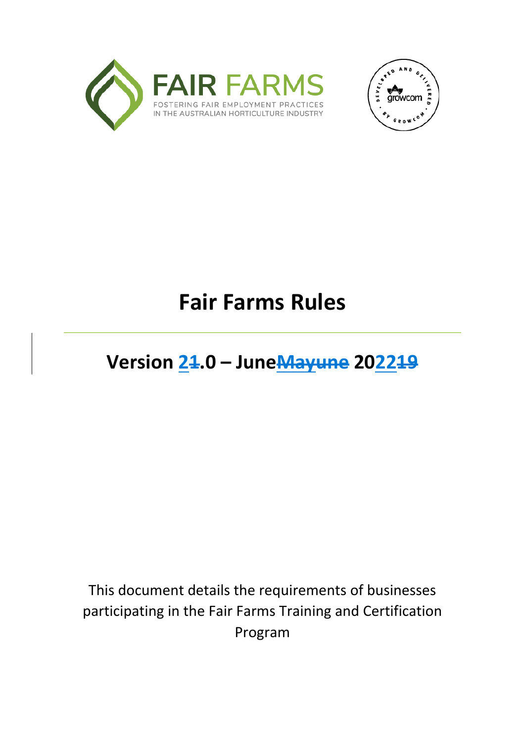FAIR FARMS

FOSTERING FAIR EMPLOYMENT PRACTICES IN THE AUSTRALIAN HORTICULTURE INDUSTRY

# Fair Farms Rules

## Version 21.0 – JuneMayune 202219

This document details the requirements of businesses participating in the Fair Farms Training and Certification Program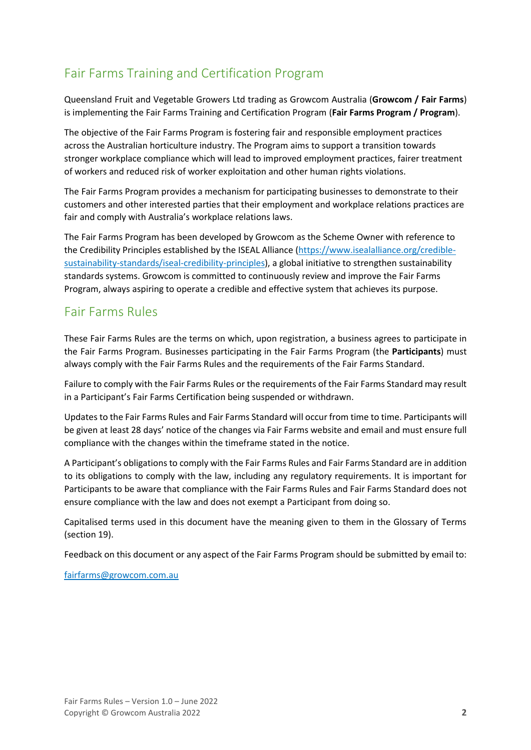## Fair Farms Training and Certification Program

Queensland Fruit and Vegetable Growers Ltd trading as Growcom Australia (**Growcom / Fair Farms**) is implementing the Fair Farms Training and Certification Program (**Fair Farms Program / Program**).

The objective of the Fair Farms Program is fostering fair and responsible employment practices across the Australian horticulture industry. The Program aims to support a transition towards stronger workplace compliance which will lead to improved employment practices, fairer treatment of workers and reduced risk of worker exploitation and other human rights violations.

The Fair Farms Program provides a mechanism for participating businesses to demonstrate to their customers and other interested parties that their employment and workplace relations practices are fair and comply with Australia's workplace relations laws.

The Fair Farms Program has been developed by Growcom as the Scheme Owner with reference to the Credibility Principles established by the ISEAL Alliance (https://www.isealalliance.org/credible-sustainability-standards/iseal-credibility-principles), a global initiative to strengthen sustainability standards systems. Growcom is committed to continuously review and improve the Fair Farms Program, always aspiring to operate a credible and effective system that achieves its purpose.

## Fair Farms Rules

These Fair Farms Rules are the terms on which, upon registration, a business agrees to participate in the Fair Farms Program. Businesses participating in the Fair Farms Program (the **Participants**) must always comply with the Fair Farms Rules and the requirements of the Fair Farms Standard.

Failure to comply with the Fair Farms Rules or the requirements of the Fair Farms Standard may result in a Participant's Fair Farms Certification being suspended or withdrawn.

Updates to the Fair Farms Rules and Fair Farms Standard will occur from time to time. Participants will be given at least 28 days' notice of the changes via Fair Farms website and email and must ensure full compliance with the changes within the timeframe stated in the notice.

A Participant's obligations to comply with the Fair Farms Rules and Fair Farms Standard are in addition to its obligations to comply with the law, including any regulatory requirements. It is important for Participants to be aware that compliance with the Fair Farms Rules and Fair Farms Standard does not ensure compliance with the law and does not exempt a Participant from doing so.

Capitalised terms used in this document have the meaning given to them in the Glossary of Terms (section 19).

Feedback on this document or any aspect of the Fair Farms Program should be submitted by email to:

fairfarms@growcom.com.au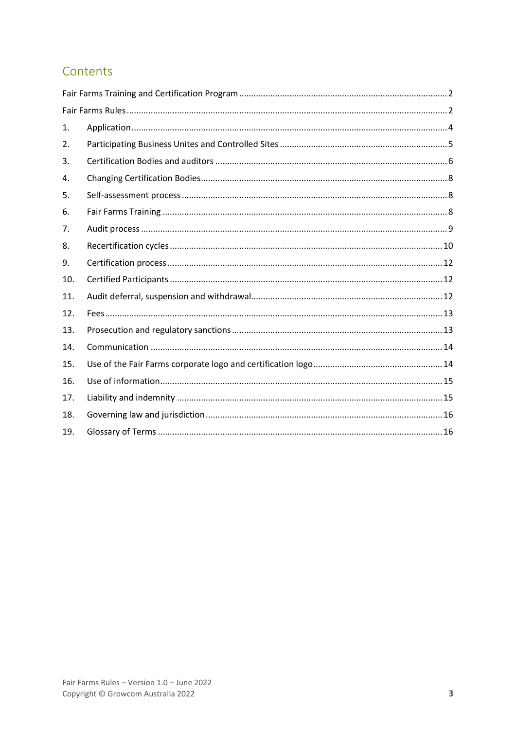## Contents

Fair Farms Training and Certification Program ... 2

Fair Farms Rules ... 2

1. Application ... 4
2. Participating Business Unites and Controlled Sites ... 5
3. Certification Bodies and auditors ... 6
4. Changing Certification Bodies ... 8
5. Self-assessment process ... 8
6. Fair Farms Training ... 8
7. Audit process ... 9
8. Recertification cycles ... 10
9. Certification process ... 12
10. Certified Participants ... 12
11. Audit deferral, suspension and withdrawal ... 12
12. Fees ... 13
13. Prosecution and regulatory sanctions ... 13
14. Communication ... 14
15. Use of the Fair Farms corporate logo and certification logo ... 14
16. Use of information ... 15
17. Liability and indemnity ... 15
18. Governing law and jurisdiction ... 16
19. Glossary of Terms ... 16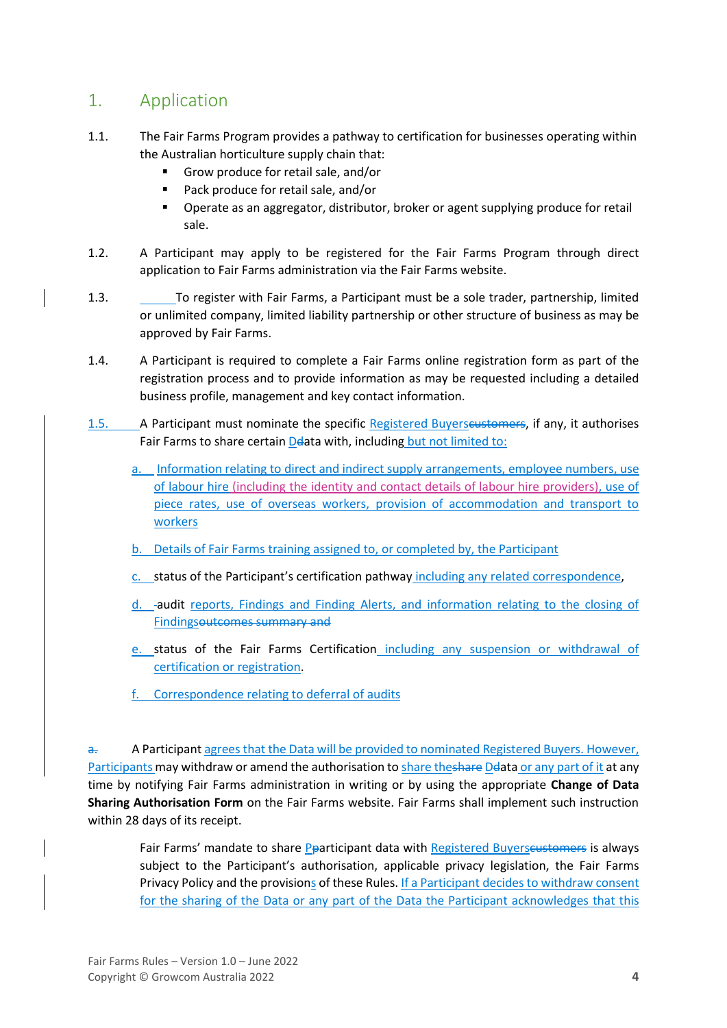## 1. Application

1.1. The Fair Farms Program provides a pathway to certification for businesses operating within the Australian horticulture supply chain that:

- Grow produce for retail sale, and/or
- Pack produce for retail sale, and/or
- Operate as an aggregator, distributor, broker or agent supplying produce for retail sale.

1.2. A Participant may apply to be registered for the Fair Farms Program through direct application to Fair Farms administration via the Fair Farms website.

1.3. To register with Fair Farms, a Participant must be a sole trader, partnership, limited or unlimited company, limited liability partnership or other structure of business as may be approved by Fair Farms.

1.4. A Participant is required to complete a Fair Farms online registration form as part of the registration process and to provide information as may be requested including a detailed business profile, management and key contact information.

1.5. A Participant must nominate the specific Registered Buyers~~customers~~, if any, it authorises Fair Farms to share certain D~~d~~ata with, including but not limited to:

a. Information relating to direct and indirect supply arrangements, employee numbers, use of labour hire (including the identity and contact details of labour hire providers), use of piece rates, use of overseas workers, provision of accommodation and transport to workers

b. Details of Fair Farms training assigned to, or completed by, the Participant

c. status of the Participant's certification pathway including any related correspondence,

d. audit reports, Findings and Finding Alerts, and information relating to the closing of Findings~~outcomes summary and~~

e. status of the Fair Farms Certification including any suspension or withdrawal of certification or registration.

f. Correspondence relating to deferral of audits

~~a.~~ A Participant agrees that the Data will be provided to nominated Registered Buyers. However, Participants may withdraw or amend the authorisation to share the~~share~~ D~~d~~ata or any part of it at any time by notifying Fair Farms administration in writing or by using the appropriate **Change of Data Sharing Authorisation Form** on the Fair Farms website. Fair Farms shall implement such instruction within 28 days of its receipt.

Fair Farms' mandate to share P~~p~~articipant data with Registered Buyers~~customers~~ is always subject to the Participant's authorisation, applicable privacy legislation, the Fair Farms Privacy Policy and the provisions of these Rules. If a Participant decides to withdraw consent for the sharing of the Data or any part of the Data the Participant acknowledges that this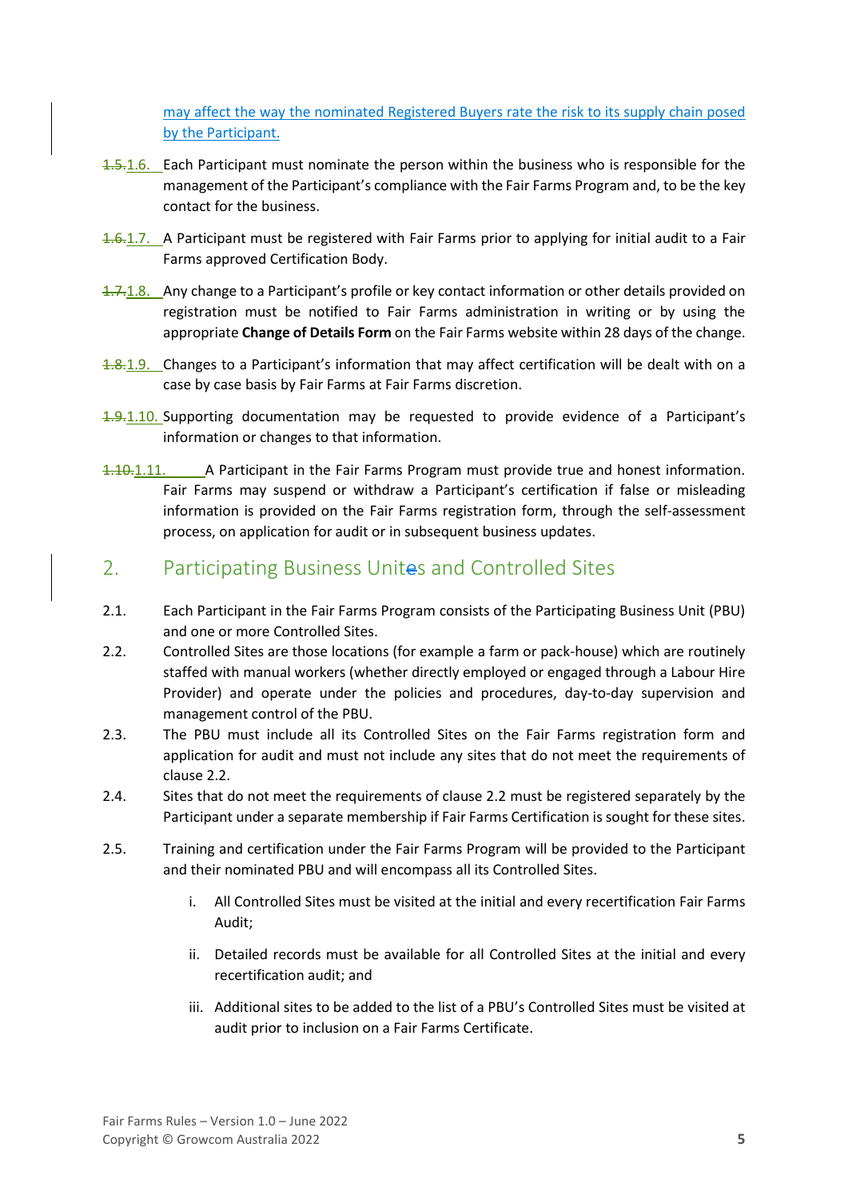may affect the way the nominated Registered Buyers rate the risk to its supply chain posed by the Participant.

1.6. Each Participant must nominate the person within the business who is responsible for the management of the Participant's compliance with the Fair Farms Program and, to be the key contact for the business.

1.7. A Participant must be registered with Fair Farms prior to applying for initial audit to a Fair Farms approved Certification Body.

1.8. Any change to a Participant's profile or key contact information or other details provided on registration must be notified to Fair Farms administration in writing or by using the appropriate **Change of Details Form** on the Fair Farms website within 28 days of the change.

1.9. Changes to a Participant's information that may affect certification will be dealt with on a case by case basis by Fair Farms at Fair Farms discretion.

1.10. Supporting documentation may be requested to provide evidence of a Participant's information or changes to that information.

1.11. A Participant in the Fair Farms Program must provide true and honest information. Fair Farms may suspend or withdraw a Participant's certification if false or misleading information is provided on the Fair Farms registration form, through the self-assessment process, on application for audit or in subsequent business updates.

## 2. Participating Business Units and Controlled Sites

2.1. Each Participant in the Fair Farms Program consists of the Participating Business Unit (PBU) and one or more Controlled Sites.

2.2. Controlled Sites are those locations (for example a farm or pack-house) which are routinely staffed with manual workers (whether directly employed or engaged through a Labour Hire Provider) and operate under the policies and procedures, day-to-day supervision and management control of the PBU.

2.3. The PBU must include all its Controlled Sites on the Fair Farms registration form and application for audit and must not include any sites that do not meet the requirements of clause 2.2.

2.4. Sites that do not meet the requirements of clause 2.2 must be registered separately by the Participant under a separate membership if Fair Farms Certification is sought for these sites.

2.5. Training and certification under the Fair Farms Program will be provided to the Participant and their nominated PBU and will encompass all its Controlled Sites.

i. All Controlled Sites must be visited at the initial and every recertification Fair Farms Audit;

ii. Detailed records must be available for all Controlled Sites at the initial and every recertification audit; and

iii. Additional sites to be added to the list of a PBU's Controlled Sites must be visited at audit prior to inclusion on a Fair Farms Certificate.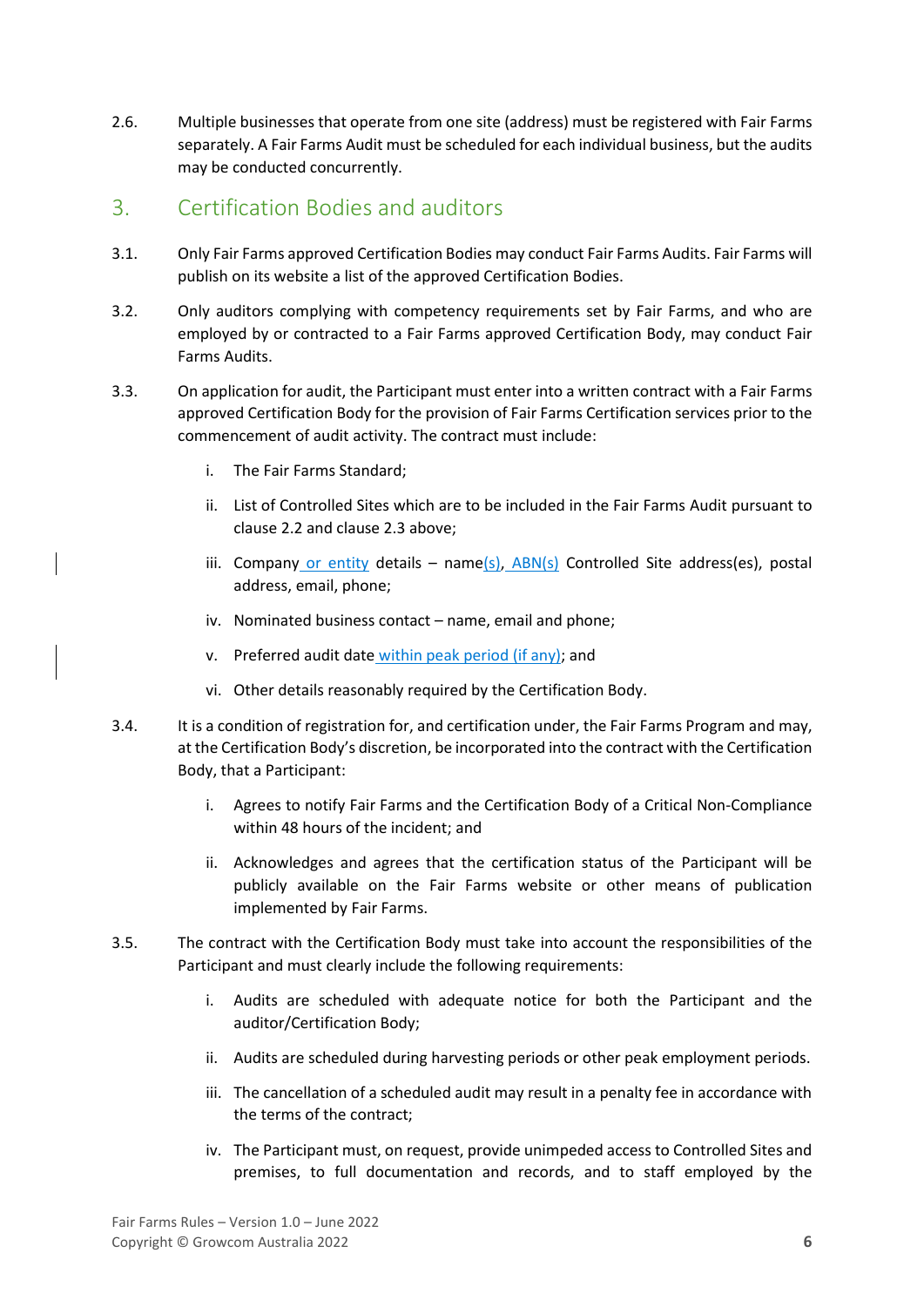2.6. Multiple businesses that operate from one site (address) must be registered with Fair Farms separately. A Fair Farms Audit must be scheduled for each individual business, but the audits may be conducted concurrently.

## 3. Certification Bodies and auditors

3.1. Only Fair Farms approved Certification Bodies may conduct Fair Farms Audits. Fair Farms will publish on its website a list of the approved Certification Bodies.

3.2. Only auditors complying with competency requirements set by Fair Farms, and who are employed by or contracted to a Fair Farms approved Certification Body, may conduct Fair Farms Audits.

3.3. On application for audit, the Participant must enter into a written contract with a Fair Farms approved Certification Body for the provision of Fair Farms Certification services prior to the commencement of audit activity. The contract must include:

   i. The Fair Farms Standard;

   ii. List of Controlled Sites which are to be included in the Fair Farms Audit pursuant to clause 2.2 and clause 2.3 above;

   iii. Company or entity details – name(s), ABN(s) Controlled Site address(es), postal address, email, phone;

   iv. Nominated business contact – name, email and phone;

   v. Preferred audit date within peak period (if any); and

   vi. Other details reasonably required by the Certification Body.

3.4. It is a condition of registration for, and certification under, the Fair Farms Program and may, at the Certification Body's discretion, be incorporated into the contract with the Certification Body, that a Participant:

   i. Agrees to notify Fair Farms and the Certification Body of a Critical Non-Compliance within 48 hours of the incident; and

   ii. Acknowledges and agrees that the certification status of the Participant will be publicly available on the Fair Farms website or other means of publication implemented by Fair Farms.

3.5. The contract with the Certification Body must take into account the responsibilities of the Participant and must clearly include the following requirements:

   i. Audits are scheduled with adequate notice for both the Participant and the auditor/Certification Body;

   ii. Audits are scheduled during harvesting periods or other peak employment periods.

   iii. The cancellation of a scheduled audit may result in a penalty fee in accordance with the terms of the contract;

   iv. The Participant must, on request, provide unimpeded access to Controlled Sites and premises, to full documentation and records, and to staff employed by the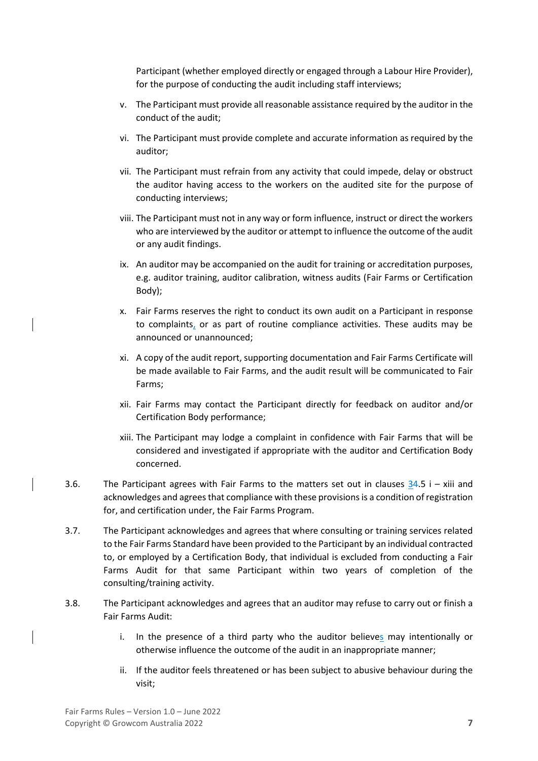Participant (whether employed directly or engaged through a Labour Hire Provider), for the purpose of conducting the audit including staff interviews;

v. The Participant must provide all reasonable assistance required by the auditor in the conduct of the audit;

vi. The Participant must provide complete and accurate information as required by the auditor;

vii. The Participant must refrain from any activity that could impede, delay or obstruct the auditor having access to the workers on the audited site for the purpose of conducting interviews;

viii. The Participant must not in any way or form influence, instruct or direct the workers who are interviewed by the auditor or attempt to influence the outcome of the audit or any audit findings.

ix. An auditor may be accompanied on the audit for training or accreditation purposes, e.g. auditor training, auditor calibration, witness audits (Fair Farms or Certification Body);

x. Fair Farms reserves the right to conduct its own audit on a Participant in response to complaints, or as part of routine compliance activities. These audits may be announced or unannounced;

xi. A copy of the audit report, supporting documentation and Fair Farms Certificate will be made available to Fair Farms, and the audit result will be communicated to Fair Farms;

xii. Fair Farms may contact the Participant directly for feedback on auditor and/or Certification Body performance;

xiii. The Participant may lodge a complaint in confidence with Fair Farms that will be considered and investigated if appropriate with the auditor and Certification Body concerned.

3.6. The Participant agrees with Fair Farms to the matters set out in clauses 34.5 i – xiii and acknowledges and agrees that compliance with these provisions is a condition of registration for, and certification under, the Fair Farms Program.

3.7. The Participant acknowledges and agrees that where consulting or training services related to the Fair Farms Standard have been provided to the Participant by an individual contracted to, or employed by a Certification Body, that individual is excluded from conducting a Fair Farms Audit for that same Participant within two years of completion of the consulting/training activity.

3.8. The Participant acknowledges and agrees that an auditor may refuse to carry out or finish a Fair Farms Audit:

i. In the presence of a third party who the auditor believes may intentionally or otherwise influence the outcome of the audit in an inappropriate manner;

ii. If the auditor feels threatened or has been subject to abusive behaviour during the visit;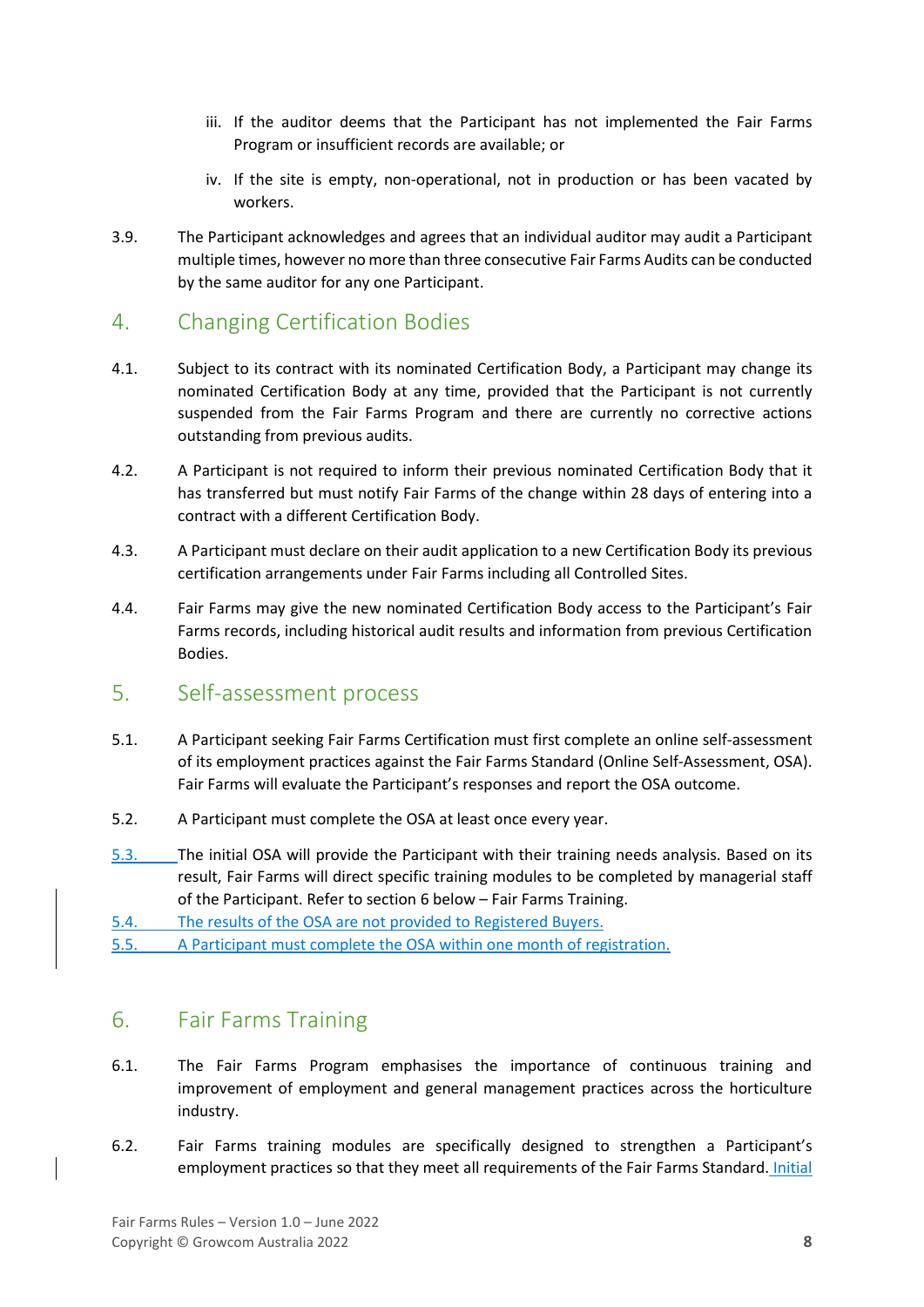iii. If the auditor deems that the Participant has not implemented the Fair Farms Program or insufficient records are available; or

   iv. If the site is empty, non-operational, not in production or has been vacated by workers.

3.9. The Participant acknowledges and agrees that an individual auditor may audit a Participant multiple times, however no more than three consecutive Fair Farms Audits can be conducted by the same auditor for any one Participant.

## 4. Changing Certification Bodies

4.1. Subject to its contract with its nominated Certification Body, a Participant may change its nominated Certification Body at any time, provided that the Participant is not currently suspended from the Fair Farms Program and there are currently no corrective actions outstanding from previous audits.

4.2. A Participant is not required to inform their previous nominated Certification Body that it has transferred but must notify Fair Farms of the change within 28 days of entering into a contract with a different Certification Body.

4.3. A Participant must declare on their audit application to a new Certification Body its previous certification arrangements under Fair Farms including all Controlled Sites.

4.4. Fair Farms may give the new nominated Certification Body access to the Participant's Fair Farms records, including historical audit results and information from previous Certification Bodies.

## 5. Self-assessment process

5.1. A Participant seeking Fair Farms Certification must first complete an online self-assessment of its employment practices against the Fair Farms Standard (Online Self-Assessment, OSA). Fair Farms will evaluate the Participant's responses and report the OSA outcome.

5.2. A Participant must complete the OSA at least once every year.

5.3. The initial OSA will provide the Participant with their training needs analysis. Based on its result, Fair Farms will direct specific training modules to be completed by managerial staff of the Participant. Refer to section 6 below – Fair Farms Training.

5.4. The results of the OSA are not provided to Registered Buyers.

5.5. A Participant must complete the OSA within one month of registration.

## 6. Fair Farms Training

6.1. The Fair Farms Program emphasises the importance of continuous training and improvement of employment and general management practices across the horticulture industry.

6.2. Fair Farms training modules are specifically designed to strengthen a Participant's employment practices so that they meet all requirements of the Fair Farms Standard. Initial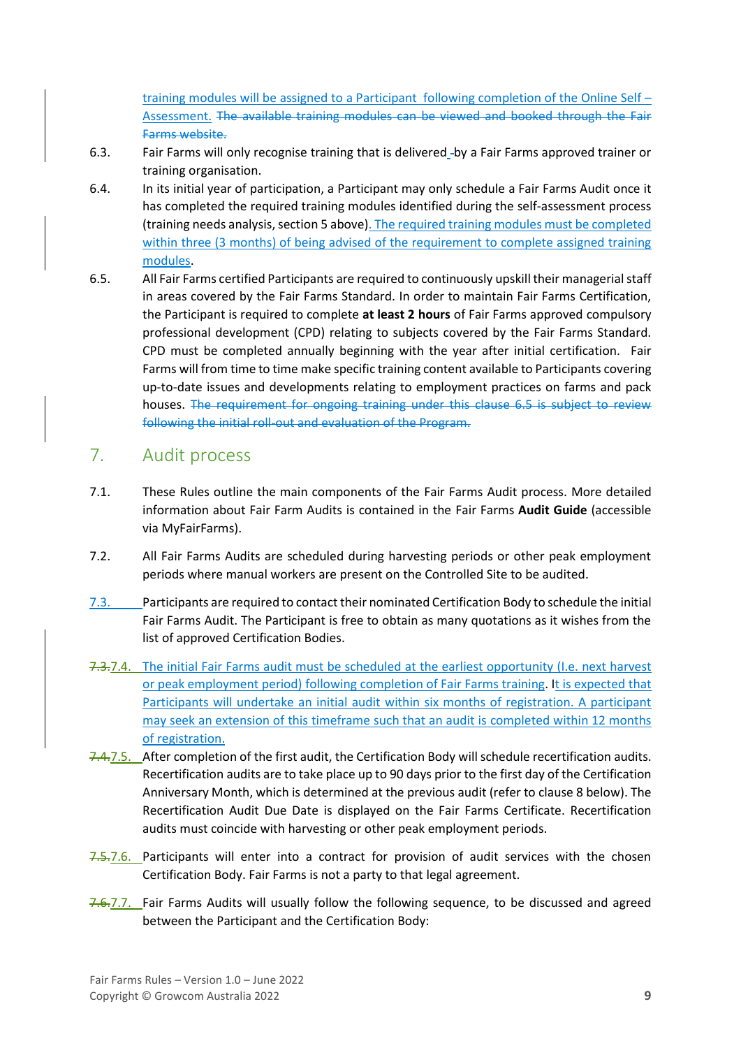training modules will be assigned to a Participant following completion of the Online Self – Assessment. ~~The available training modules can be viewed and booked through the Fair Farms website.~~

6.3. Fair Farms will only recognise training that is delivered by a Fair Farms approved trainer or training organisation.

6.4. In its initial year of participation, a Participant may only schedule a Fair Farms Audit once it has completed the required training modules identified during the self-assessment process (training needs analysis, section 5 above). The required training modules must be completed within three (3 months) of being advised of the requirement to complete assigned training modules.

6.5. All Fair Farms certified Participants are required to continuously upskill their managerial staff in areas covered by the Fair Farms Standard. In order to maintain Fair Farms Certification, the Participant is required to complete **at least 2 hours** of Fair Farms approved compulsory professional development (CPD) relating to subjects covered by the Fair Farms Standard. CPD must be completed annually beginning with the year after initial certification. Fair Farms will from time to time make specific training content available to Participants covering up-to-date issues and developments relating to employment practices on farms and pack houses. ~~The requirement for ongoing training under this clause 6.5 is subject to review following the initial roll-out and evaluation of the Program.~~

## 7. Audit process

7.1. These Rules outline the main components of the Fair Farms Audit process. More detailed information about Fair Farm Audits is contained in the Fair Farms **Audit Guide** (accessible via MyFairFarms).

7.2. All Fair Farms Audits are scheduled during harvesting periods or other peak employment periods where manual workers are present on the Controlled Site to be audited.

7.3. Participants are required to contact their nominated Certification Body to schedule the initial Fair Farms Audit. The Participant is free to obtain as many quotations as it wishes from the list of approved Certification Bodies.

~~7.3.~~7.4. The initial Fair Farms audit must be scheduled at the earliest opportunity (I.e. next harvest or peak employment period) following completion of Fair Farms training. It is expected that Participants will undertake an initial audit within six months of registration. A participant may seek an extension of this timeframe such that an audit is completed within 12 months of registration.

~~7.4.~~7.5. After completion of the first audit, the Certification Body will schedule recertification audits. Recertification audits are to take place up to 90 days prior to the first day of the Certification Anniversary Month, which is determined at the previous audit (refer to clause 8 below). The Recertification Audit Due Date is displayed on the Fair Farms Certificate. Recertification audits must coincide with harvesting or other peak employment periods.

~~7.5.~~7.6. Participants will enter into a contract for provision of audit services with the chosen Certification Body. Fair Farms is not a party to that legal agreement.

~~7.6.~~7.7. Fair Farms Audits will usually follow the following sequence, to be discussed and agreed between the Participant and the Certification Body: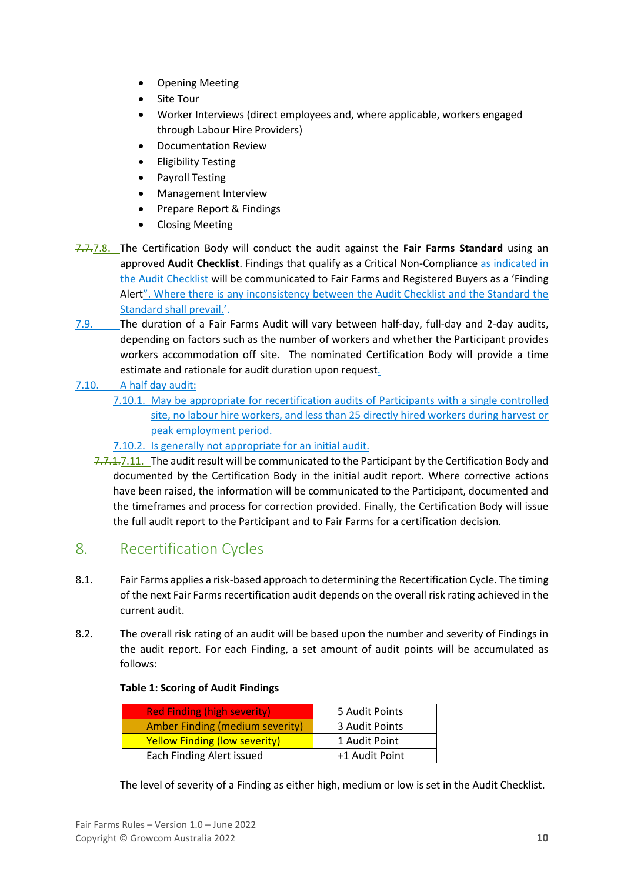- Opening Meeting
- Site Tour
- Worker Interviews (direct employees and, where applicable, workers engaged through Labour Hire Providers)
- Documentation Review
- Eligibility Testing
- Payroll Testing
- Management Interview
- Prepare Report & Findings
- Closing Meeting

7.8. The Certification Body will conduct the audit against the **Fair Farms Standard** using an approved **Audit Checklist**. Findings that qualify as a Critical Non-Compliance will be communicated to Fair Farms and Registered Buyers as a 'Finding Alert'. Where there is any inconsistency between the Audit Checklist and the Standard the Standard shall prevail.

7.9. The duration of a Fair Farms Audit will vary between half-day, full-day and 2-day audits, depending on factors such as the number of workers and whether the Participant provides workers accommodation off site. The nominated Certification Body will provide a time estimate and rationale for audit duration upon request.

7.10. A half day audit:

7.10.1. May be appropriate for recertification audits of Participants with a single controlled site, no labour hire workers, and less than 25 directly hired workers during harvest or peak employment period.

7.10.2. Is generally not appropriate for an initial audit.

7.11. The audit result will be communicated to the Participant by the Certification Body and documented by the Certification Body in the initial audit report. Where corrective actions have been raised, the information will be communicated to the Participant, documented and the timeframes and process for correction provided. Finally, the Certification Body will issue the full audit report to the Participant and to Fair Farms for a certification decision.

## 8. Recertification Cycles

8.1. Fair Farms applies a risk-based approach to determining the Recertification Cycle. The timing of the next Fair Farms recertification audit depends on the overall risk rating achieved in the current audit.

8.2. The overall risk rating of an audit will be based upon the number and severity of Findings in the audit report. For each Finding, a set amount of audit points will be accumulated as follows:

**Table 1: Scoring of Audit Findings**

| Finding | Audit Points |
|---|---|
| Red Finding (high severity) | 5 Audit Points |
| Amber Finding (medium severity) | 3 Audit Points |
| Yellow Finding (low severity) | 1 Audit Point |
| Each Finding Alert issued | +1 Audit Point |

The level of severity of a Finding as either high, medium or low is set in the Audit Checklist.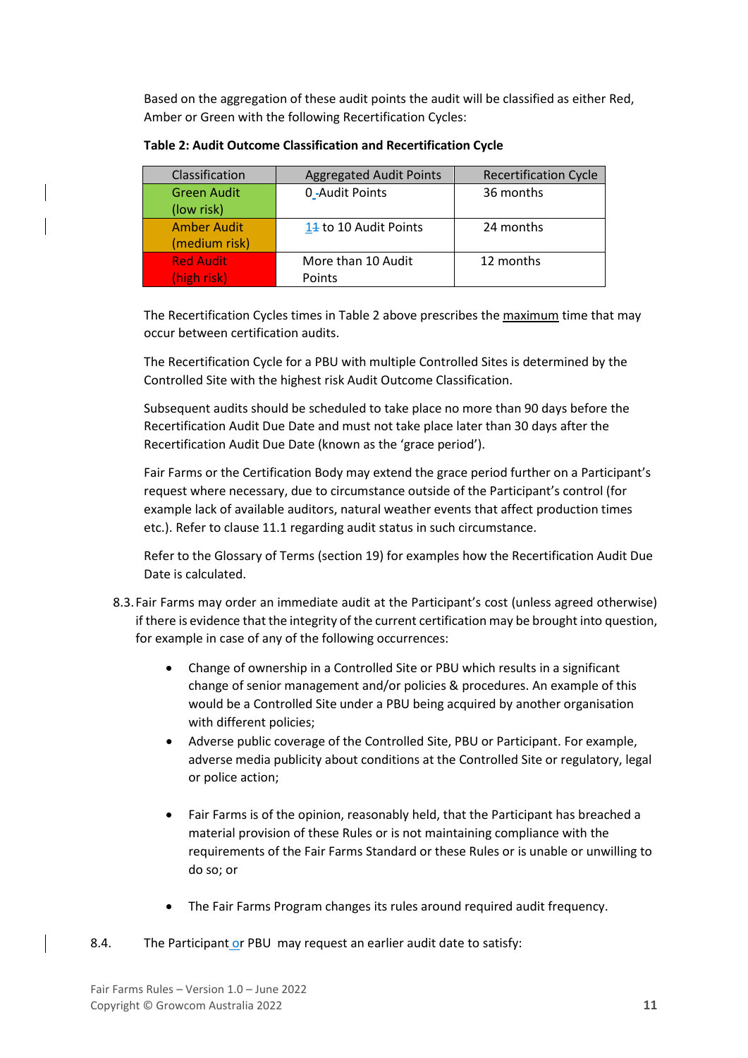Based on the aggregation of these audit points the audit will be classified as either Red, Amber or Green with the following Recertification Cycles:

**Table 2: Audit Outcome Classification and Recertification Cycle**

| Classification | Aggregated Audit Points | Recertification Cycle |
|---|---|---|
| Green Audit (low risk) | 0 Audit Points | 36 months |
| Amber Audit (medium risk) | 1 to 10 Audit Points | 24 months |
| Red Audit (high risk) | More than 10 Audit Points | 12 months |

The Recertification Cycles times in Table 2 above prescribes the maximum time that may occur between certification audits.

The Recertification Cycle for a PBU with multiple Controlled Sites is determined by the Controlled Site with the highest risk Audit Outcome Classification.

Subsequent audits should be scheduled to take place no more than 90 days before the Recertification Audit Due Date and must not take place later than 30 days after the Recertification Audit Due Date (known as the 'grace period').

Fair Farms or the Certification Body may extend the grace period further on a Participant's request where necessary, due to circumstance outside of the Participant's control (for example lack of available auditors, natural weather events that affect production times etc.). Refer to clause 11.1 regarding audit status in such circumstance.

Refer to the Glossary of Terms (section 19) for examples how the Recertification Audit Due Date is calculated.

8.3. Fair Farms may order an immediate audit at the Participant's cost (unless agreed otherwise) if there is evidence that the integrity of the current certification may be brought into question, for example in case of any of the following occurrences:

- Change of ownership in a Controlled Site or PBU which results in a significant change of senior management and/or policies & procedures. An example of this would be a Controlled Site under a PBU being acquired by another organisation with different policies;
- Adverse public coverage of the Controlled Site, PBU or Participant. For example, adverse media publicity about conditions at the Controlled Site or regulatory, legal or police action;
- Fair Farms is of the opinion, reasonably held, that the Participant has breached a material provision of these Rules or is not maintaining compliance with the requirements of the Fair Farms Standard or these Rules or is unable or unwilling to do so; or
- The Fair Farms Program changes its rules around required audit frequency.

8.4. The Participant or PBU may request an earlier audit date to satisfy: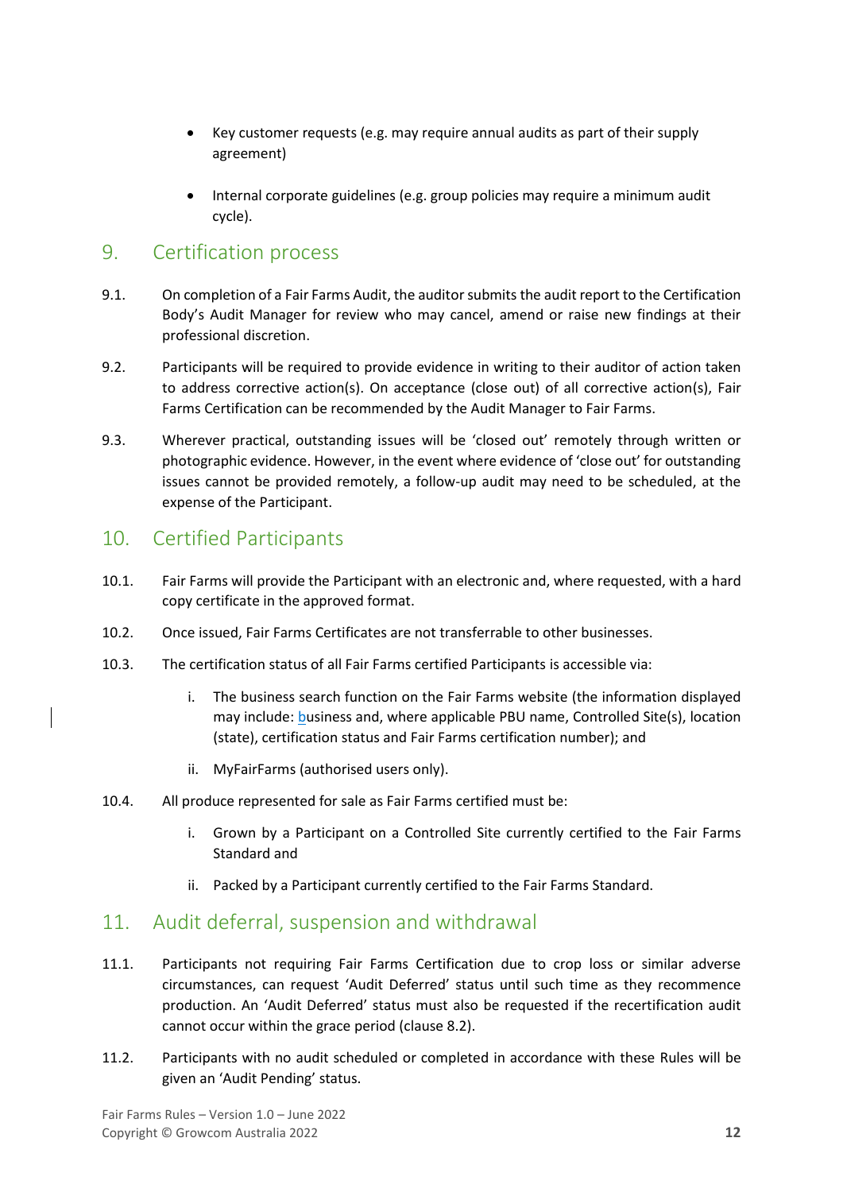- Key customer requests (e.g. may require annual audits as part of their supply agreement)
- Internal corporate guidelines (e.g. group policies may require a minimum audit cycle).

## 9. Certification process

9.1. On completion of a Fair Farms Audit, the auditor submits the audit report to the Certification Body's Audit Manager for review who may cancel, amend or raise new findings at their professional discretion.

9.2. Participants will be required to provide evidence in writing to their auditor of action taken to address corrective action(s). On acceptance (close out) of all corrective action(s), Fair Farms Certification can be recommended by the Audit Manager to Fair Farms.

9.3. Wherever practical, outstanding issues will be 'closed out' remotely through written or photographic evidence. However, in the event where evidence of 'close out' for outstanding issues cannot be provided remotely, a follow-up audit may need to be scheduled, at the expense of the Participant.

## 10. Certified Participants

10.1. Fair Farms will provide the Participant with an electronic and, where requested, with a hard copy certificate in the approved format.

10.2. Once issued, Fair Farms Certificates are not transferrable to other businesses.

10.3. The certification status of all Fair Farms certified Participants is accessible via:

i. The business search function on the Fair Farms website (the information displayed may include: business and, where applicable PBU name, Controlled Site(s), location (state), certification status and Fair Farms certification number); and

ii. MyFairFarms (authorised users only).

10.4. All produce represented for sale as Fair Farms certified must be:

i. Grown by a Participant on a Controlled Site currently certified to the Fair Farms Standard and

ii. Packed by a Participant currently certified to the Fair Farms Standard.

## 11. Audit deferral, suspension and withdrawal

11.1. Participants not requiring Fair Farms Certification due to crop loss or similar adverse circumstances, can request 'Audit Deferred' status until such time as they recommence production. An 'Audit Deferred' status must also be requested if the recertification audit cannot occur within the grace period (clause 8.2).

11.2. Participants with no audit scheduled or completed in accordance with these Rules will be given an 'Audit Pending' status.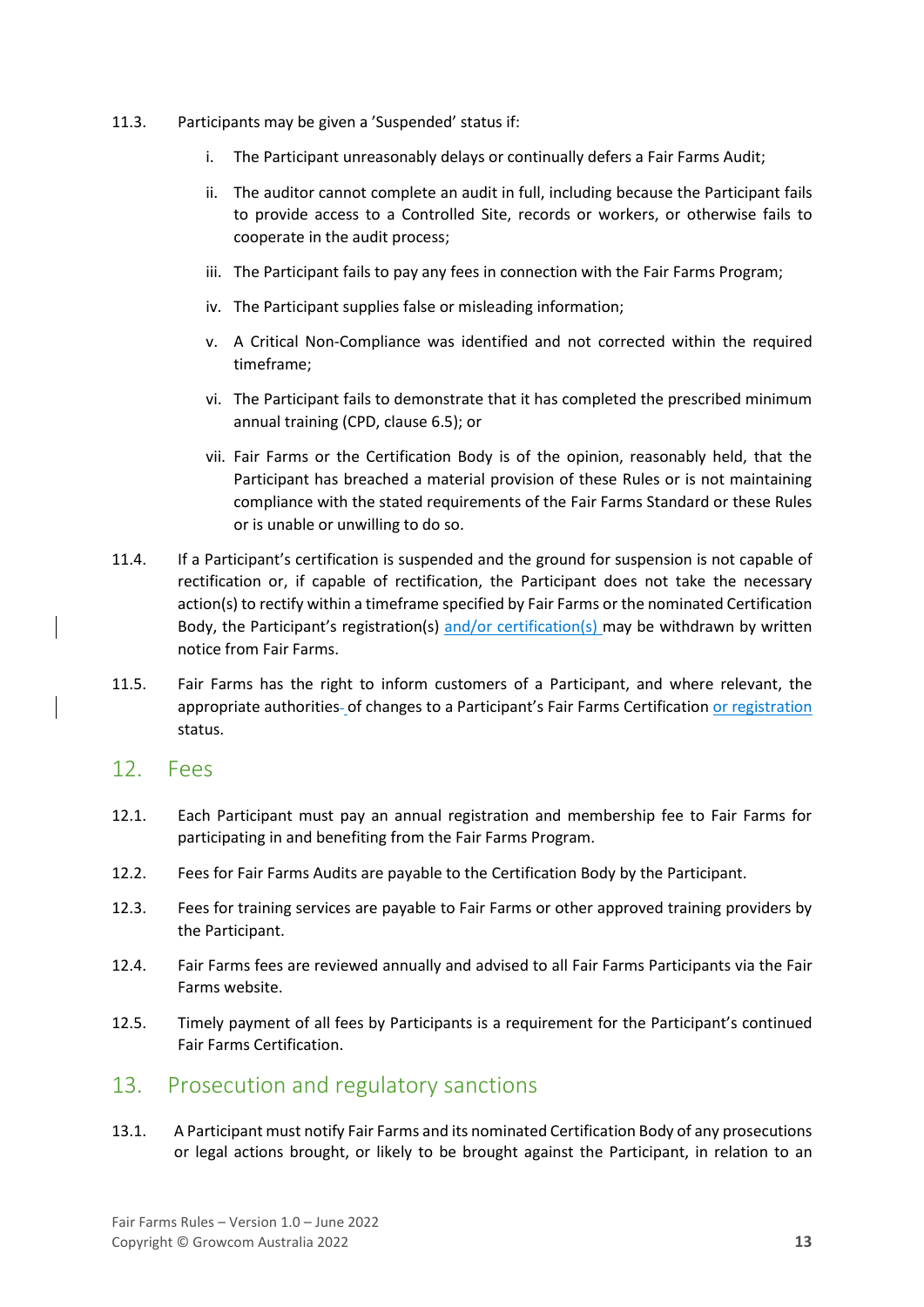11.3. Participants may be given a 'Suspended' status if:

i. The Participant unreasonably delays or continually defers a Fair Farms Audit;

ii. The auditor cannot complete an audit in full, including because the Participant fails to provide access to a Controlled Site, records or workers, or otherwise fails to cooperate in the audit process;

iii. The Participant fails to pay any fees in connection with the Fair Farms Program;

iv. The Participant supplies false or misleading information;

v. A Critical Non-Compliance was identified and not corrected within the required timeframe;

vi. The Participant fails to demonstrate that it has completed the prescribed minimum annual training (CPD, clause 6.5); or

vii. Fair Farms or the Certification Body is of the opinion, reasonably held, that the Participant has breached a material provision of these Rules or is not maintaining compliance with the stated requirements of the Fair Farms Standard or these Rules or is unable or unwilling to do so.

11.4. If a Participant's certification is suspended and the ground for suspension is not capable of rectification or, if capable of rectification, the Participant does not take the necessary action(s) to rectify within a timeframe specified by Fair Farms or the nominated Certification Body, the Participant's registration(s) and/or certification(s) may be withdrawn by written notice from Fair Farms.

11.5. Fair Farms has the right to inform customers of a Participant, and where relevant, the appropriate authorities of changes to a Participant's Fair Farms Certification or registration status.

## 12. Fees

12.1. Each Participant must pay an annual registration and membership fee to Fair Farms for participating in and benefiting from the Fair Farms Program.

12.2. Fees for Fair Farms Audits are payable to the Certification Body by the Participant.

12.3. Fees for training services are payable to Fair Farms or other approved training providers by the Participant.

12.4. Fair Farms fees are reviewed annually and advised to all Fair Farms Participants via the Fair Farms website.

12.5. Timely payment of all fees by Participants is a requirement for the Participant's continued Fair Farms Certification.

## 13. Prosecution and regulatory sanctions

13.1. A Participant must notify Fair Farms and its nominated Certification Body of any prosecutions or legal actions brought, or likely to be brought against the Participant, in relation to an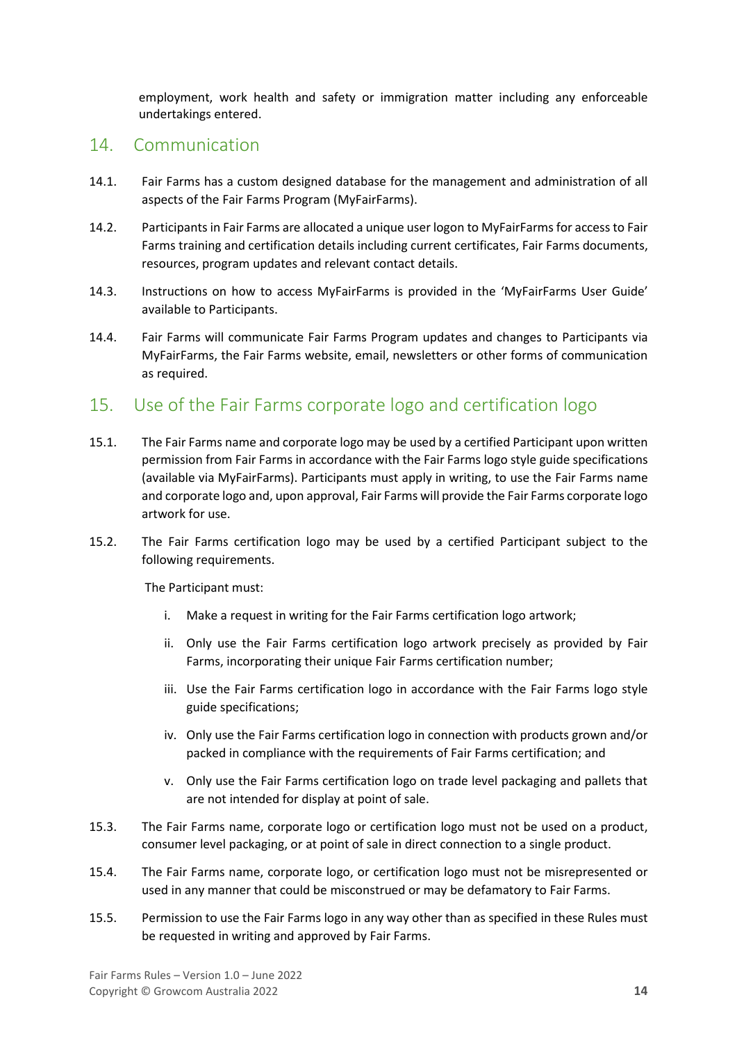employment, work health and safety or immigration matter including any enforceable undertakings entered.

## 14. Communication

14.1. Fair Farms has a custom designed database for the management and administration of all aspects of the Fair Farms Program (MyFairFarms).

14.2. Participants in Fair Farms are allocated a unique user logon to MyFairFarms for access to Fair Farms training and certification details including current certificates, Fair Farms documents, resources, program updates and relevant contact details.

14.3. Instructions on how to access MyFairFarms is provided in the 'MyFairFarms User Guide' available to Participants.

14.4. Fair Farms will communicate Fair Farms Program updates and changes to Participants via MyFairFarms, the Fair Farms website, email, newsletters or other forms of communication as required.

## 15. Use of the Fair Farms corporate logo and certification logo

15.1. The Fair Farms name and corporate logo may be used by a certified Participant upon written permission from Fair Farms in accordance with the Fair Farms logo style guide specifications (available via MyFairFarms). Participants must apply in writing, to use the Fair Farms name and corporate logo and, upon approval, Fair Farms will provide the Fair Farms corporate logo artwork for use.

15.2. The Fair Farms certification logo may be used by a certified Participant subject to the following requirements.

The Participant must:

i. Make a request in writing for the Fair Farms certification logo artwork;

ii. Only use the Fair Farms certification logo artwork precisely as provided by Fair Farms, incorporating their unique Fair Farms certification number;

iii. Use the Fair Farms certification logo in accordance with the Fair Farms logo style guide specifications;

iv. Only use the Fair Farms certification logo in connection with products grown and/or packed in compliance with the requirements of Fair Farms certification; and

v. Only use the Fair Farms certification logo on trade level packaging and pallets that are not intended for display at point of sale.

15.3. The Fair Farms name, corporate logo or certification logo must not be used on a product, consumer level packaging, or at point of sale in direct connection to a single product.

15.4. The Fair Farms name, corporate logo, or certification logo must not be misrepresented or used in any manner that could be misconstrued or may be defamatory to Fair Farms.

15.5. Permission to use the Fair Farms logo in any way other than as specified in these Rules must be requested in writing and approved by Fair Farms.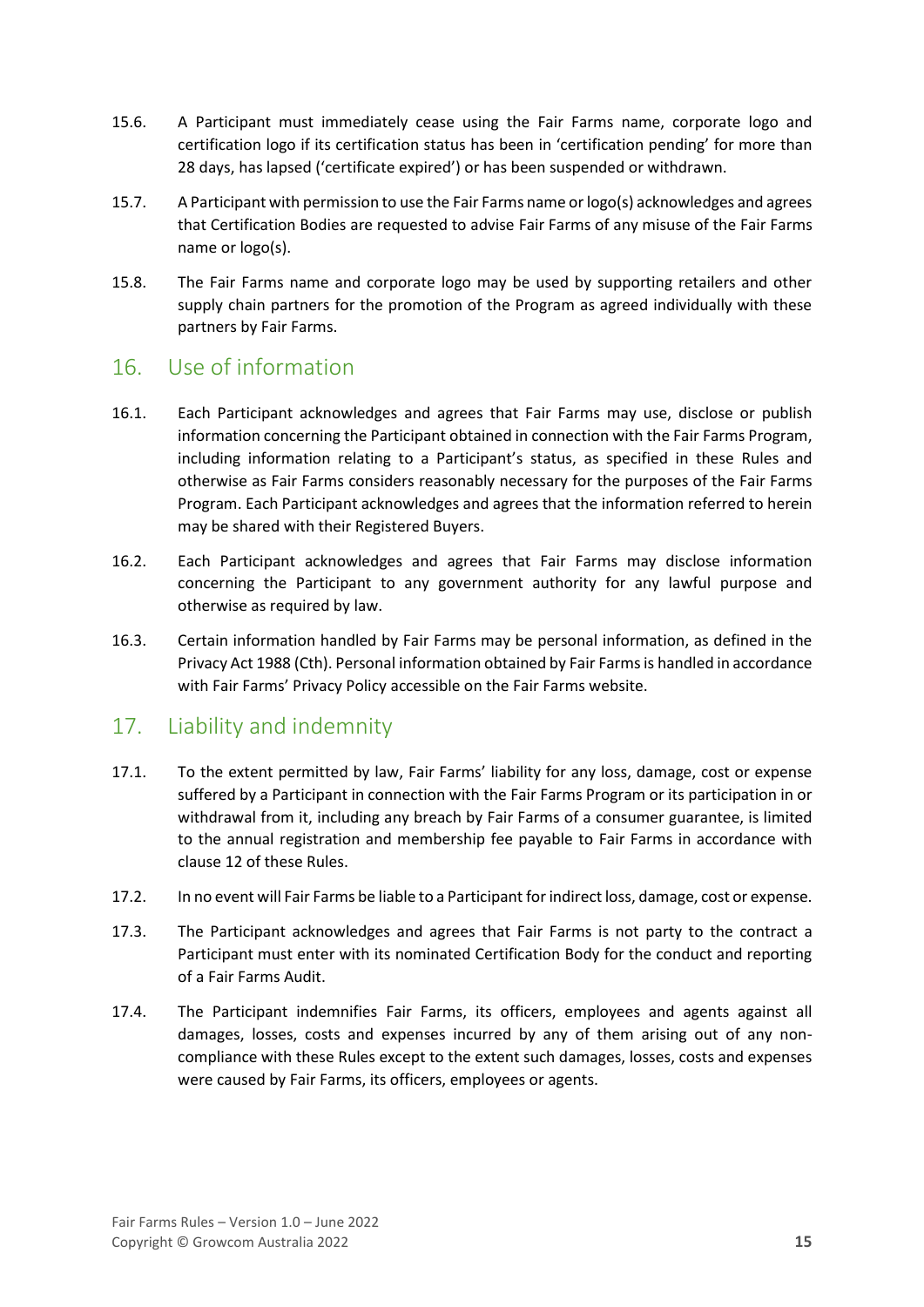15.6. A Participant must immediately cease using the Fair Farms name, corporate logo and certification logo if its certification status has been in 'certification pending' for more than 28 days, has lapsed ('certificate expired') or has been suspended or withdrawn.

15.7. A Participant with permission to use the Fair Farms name or logo(s) acknowledges and agrees that Certification Bodies are requested to advise Fair Farms of any misuse of the Fair Farms name or logo(s).

15.8. The Fair Farms name and corporate logo may be used by supporting retailers and other supply chain partners for the promotion of the Program as agreed individually with these partners by Fair Farms.

## 16. Use of information

16.1. Each Participant acknowledges and agrees that Fair Farms may use, disclose or publish information concerning the Participant obtained in connection with the Fair Farms Program, including information relating to a Participant's status, as specified in these Rules and otherwise as Fair Farms considers reasonably necessary for the purposes of the Fair Farms Program. Each Participant acknowledges and agrees that the information referred to herein may be shared with their Registered Buyers.

16.2. Each Participant acknowledges and agrees that Fair Farms may disclose information concerning the Participant to any government authority for any lawful purpose and otherwise as required by law.

16.3. Certain information handled by Fair Farms may be personal information, as defined in the Privacy Act 1988 (Cth). Personal information obtained by Fair Farms is handled in accordance with Fair Farms' Privacy Policy accessible on the Fair Farms website.

## 17. Liability and indemnity

17.1. To the extent permitted by law, Fair Farms' liability for any loss, damage, cost or expense suffered by a Participant in connection with the Fair Farms Program or its participation in or withdrawal from it, including any breach by Fair Farms of a consumer guarantee, is limited to the annual registration and membership fee payable to Fair Farms in accordance with clause 12 of these Rules.

17.2. In no event will Fair Farms be liable to a Participant for indirect loss, damage, cost or expense.

17.3. The Participant acknowledges and agrees that Fair Farms is not party to the contract a Participant must enter with its nominated Certification Body for the conduct and reporting of a Fair Farms Audit.

17.4. The Participant indemnifies Fair Farms, its officers, employees and agents against all damages, losses, costs and expenses incurred by any of them arising out of any non-compliance with these Rules except to the extent such damages, losses, costs and expenses were caused by Fair Farms, its officers, employees or agents.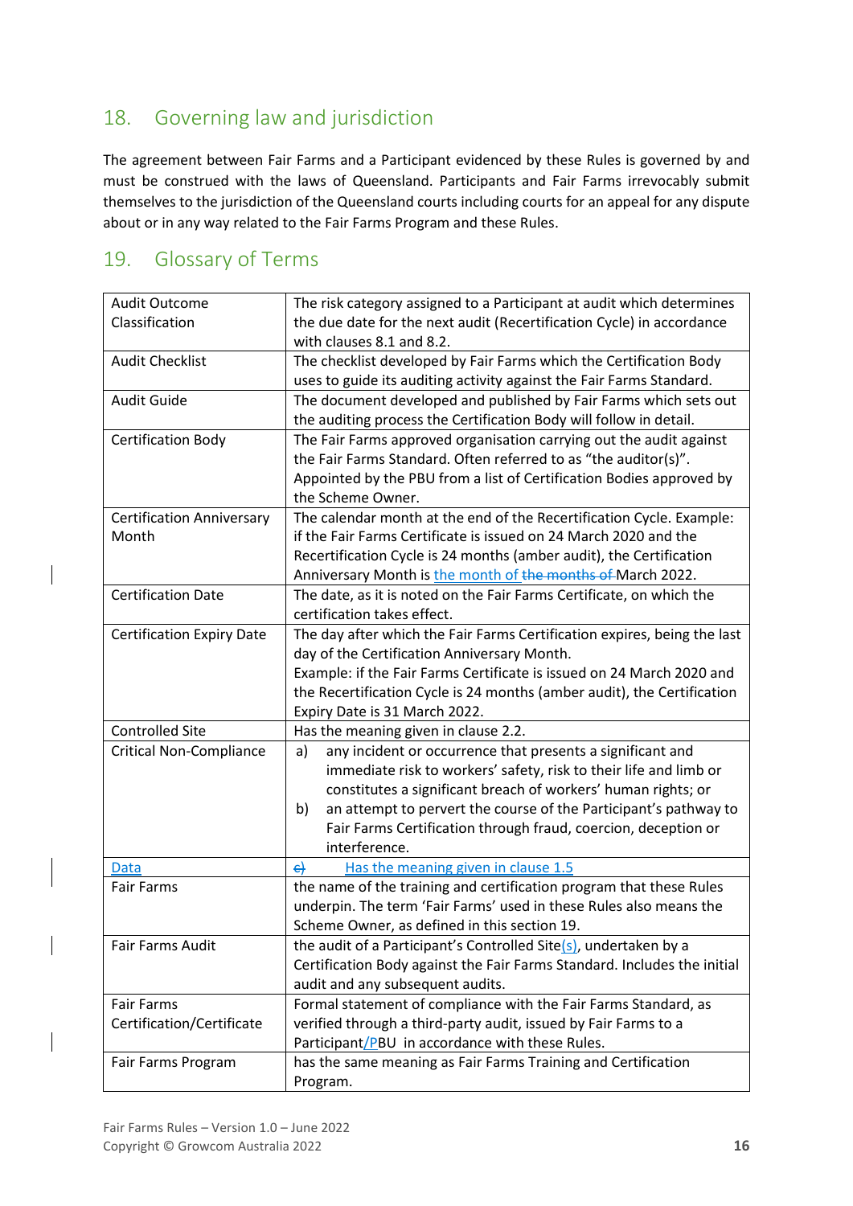## 18. Governing law and jurisdiction

The agreement between Fair Farms and a Participant evidenced by these Rules is governed by and must be construed with the laws of Queensland. Participants and Fair Farms irrevocably submit themselves to the jurisdiction of the Queensland courts including courts for an appeal for any dispute about or in any way related to the Fair Farms Program and these Rules.

## 19. Glossary of Terms

| Term | Definition |
|---|---|
| Audit Outcome Classification | The risk category assigned to a Participant at audit which determines the due date for the next audit (Recertification Cycle) in accordance with clauses 8.1 and 8.2. |
| Audit Checklist | The checklist developed by Fair Farms which the Certification Body uses to guide its auditing activity against the Fair Farms Standard. |
| Audit Guide | The document developed and published by Fair Farms which sets out the auditing process the Certification Body will follow in detail. |
| Certification Body | The Fair Farms approved organisation carrying out the audit against the Fair Farms Standard. Often referred to as "the auditor(s)". Appointed by the PBU from a list of Certification Bodies approved by the Scheme Owner. |
| Certification Anniversary Month | The calendar month at the end of the Recertification Cycle. Example: if the Fair Farms Certificate is issued on 24 March 2020 and the Recertification Cycle is 24 months (amber audit), the Certification Anniversary Month is the month of March 2022. |
| Certification Date | The date, as it is noted on the Fair Farms Certificate, on which the certification takes effect. |
| Certification Expiry Date | The day after which the Fair Farms Certification expires, being the last day of the Certification Anniversary Month. Example: if the Fair Farms Certificate is issued on 24 March 2020 and the Recertification Cycle is 24 months (amber audit), the Certification Expiry Date is 31 March 2022. |
| Controlled Site | Has the meaning given in clause 2.2. |
| Critical Non-Compliance | a) any incident or occurrence that presents a significant and immediate risk to workers' safety, risk to their life and limb or constitutes a significant breach of workers' human rights; or<br>b) an attempt to pervert the course of the Participant's pathway to Fair Farms Certification through fraud, coercion, deception or interference. |
| Data | Has the meaning given in clause 1.5 |
| Fair Farms | the name of the training and certification program that these Rules underpin. The term 'Fair Farms' used in these Rules also means the Scheme Owner, as defined in this section 19. |
| Fair Farms Audit | the audit of a Participant's Controlled Site(s), undertaken by a Certification Body against the Fair Farms Standard. Includes the initial audit and any subsequent audits. |
| Fair Farms Certification/Certificate | Formal statement of compliance with the Fair Farms Standard, as verified through a third-party audit, issued by Fair Farms to a Participant/PBU in accordance with these Rules. |
| Fair Farms Program | has the same meaning as Fair Farms Training and Certification Program. |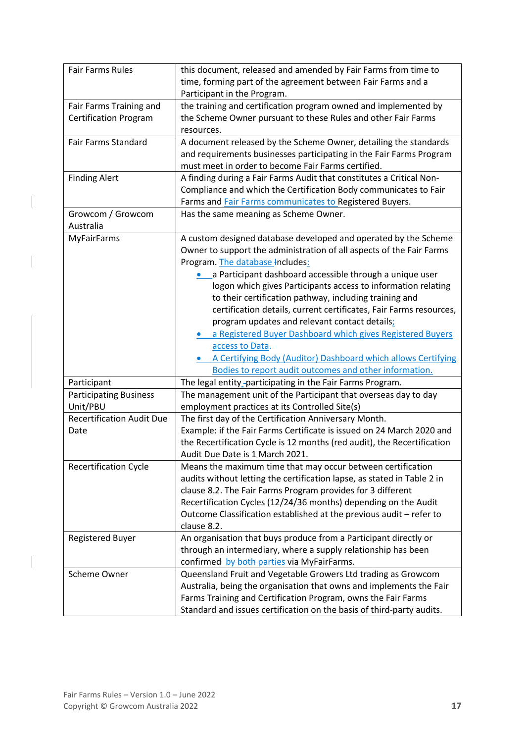| | |
|---|---|
| Fair Farms Rules | this document, released and amended by Fair Farms from time to time, forming part of the agreement between Fair Farms and a Participant in the Program. |
| Fair Farms Training and Certification Program | the training and certification program owned and implemented by the Scheme Owner pursuant to these Rules and other Fair Farms resources. |
| Fair Farms Standard | A document released by the Scheme Owner, detailing the standards and requirements businesses participating in the Fair Farms Program must meet in order to become Fair Farms certified. |
| Finding Alert | A finding during a Fair Farms Audit that constitutes a Critical Non-Compliance and which the Certification Body communicates to Fair Farms and Fair Farms communicates to Registered Buyers. |
| Growcom / Growcom Australia | Has the same meaning as Scheme Owner. |
| MyFairFarms | A custom designed database developed and operated by the Scheme Owner to support the administration of all aspects of the Fair Farms Program. The database includes:<br>• a Participant dashboard accessible through a unique user logon which gives Participants access to information relating to their certification pathway, including training and certification details, current certificates, Fair Farms resources, program updates and relevant contact details;<br>• a Registered Buyer Dashboard which gives Registered Buyers access to Data.<br>• A Certifying Body (Auditor) Dashboard which allows Certifying Bodies to report audit outcomes and other information. |
| Participant | The legal entity participating in the Fair Farms Program. |
| Participating Business Unit/PBU | The management unit of the Participant that overseas day to day employment practices at its Controlled Site(s) |
| Recertification Audit Due Date | The first day of the Certification Anniversary Month.<br>Example: if the Fair Farms Certificate is issued on 24 March 2020 and the Recertification Cycle is 12 months (red audit), the Recertification Audit Due Date is 1 March 2021. |
| Recertification Cycle | Means the maximum time that may occur between certification audits without letting the certification lapse, as stated in Table 2 in clause 8.2. The Fair Farms Program provides for 3 different Recertification Cycles (12/24/36 months) depending on the Audit Outcome Classification established at the previous audit – refer to clause 8.2. |
| Registered Buyer | An organisation that buys produce from a Participant directly or through an intermediary, where a supply relationship has been confirmed ~~by both parties~~ via MyFairFarms. |
| Scheme Owner | Queensland Fruit and Vegetable Growers Ltd trading as Growcom Australia, being the organisation that owns and implements the Fair Farms Training and Certification Program, owns the Fair Farms Standard and issues certification on the basis of third-party audits. |